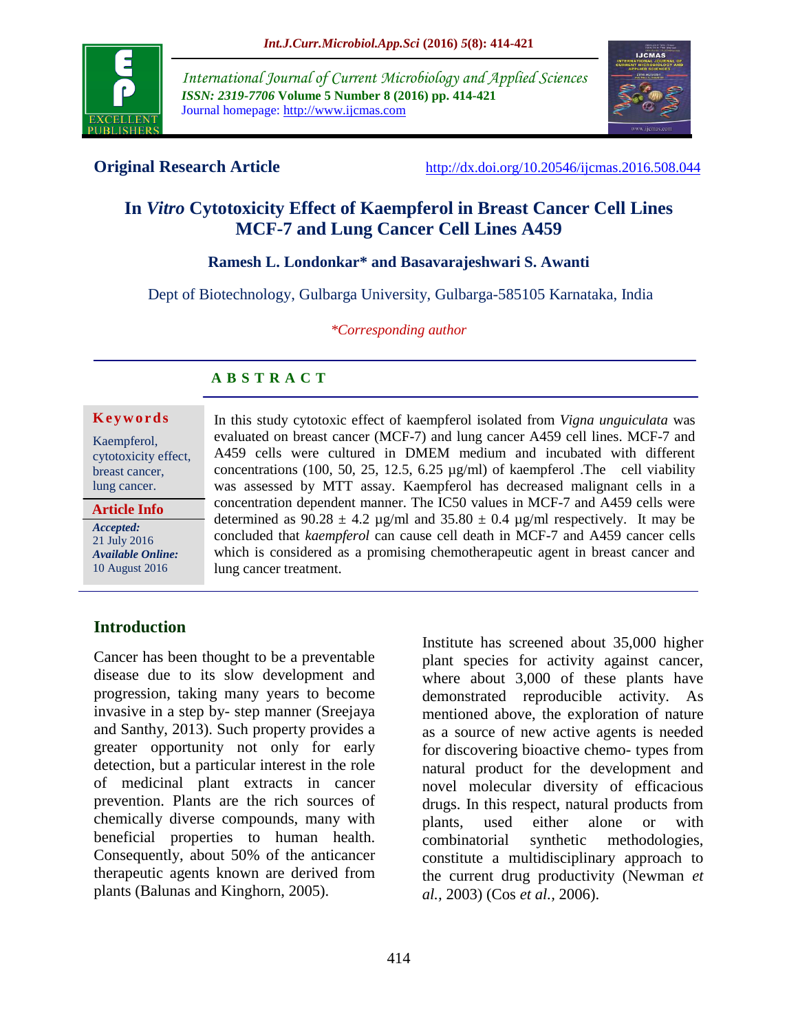**Original Research Article** http://dx.doi.org/10.20546/ijcmas.2016.508.044

# In *Vitro* Cytotoxicity Effect of Kaempferol in Breast Cancer Cell Lines MCF-7 and Lung Cancer Cell Lines A459

**Ramesh L. Londonkar\* and Basavarajeshwari S. Awanti**

Dept of Biotechnology, Gulbarga University, Gulbarga-585105 Karnataka, India

*\*Corresponding author*

## A B S T R A C T

**Keywords**

Kaempferol, cytotoxicity effect, breast cancer, lung cancer.

**Article Info**

***Accepted:*** 21 July 2016
***Available Online:*** 10 August 2016

In this study cytotoxic effect of kaempferol isolated from *Vigna unguiculata* was evaluated on breast cancer (MCF-7) and lung cancer A459 cell lines. MCF-7 and A459 cells were cultured in DMEM medium and incubated with different concentrations (100, 50, 25, 12.5, 6.25 µg/ml) of kaempferol .The cell viability was assessed by MTT assay. Kaempferol has decreased malignant cells in a concentration dependent manner. The IC50 values in MCF-7 and A459 cells were determined as $90.28 \pm 4.2$ µg/ml and $35.80 \pm 0.4$ µg/ml respectively. It may be concluded that *kaempferol* can cause cell death in MCF-7 and A459 cancer cells which is considered as a promising chemotherapeutic agent in breast cancer and lung cancer treatment.

## Introduction

Cancer has been thought to be a preventable disease due to its slow development and progression, taking many years to become invasive in a step by- step manner (Sreejaya and Santhy, 2013). Such property provides a greater opportunity not only for early detection, but a particular interest in the role of medicinal plant extracts in cancer prevention. Plants are the rich sources of chemically diverse compounds, many with beneficial properties to human health. Consequently, about 50% of the anticancer therapeutic agents known are derived from plants (Balunas and Kinghorn, 2005).

Institute has screened about 35,000 higher plant species for activity against cancer, where about 3,000 of these plants have demonstrated reproducible activity. As mentioned above, the exploration of nature as a source of new active agents is needed for discovering bioactive chemo- types from natural product for the development and novel molecular diversity of efficacious drugs. In this respect, natural products from plants, used either alone or with combinatorial synthetic methodologies, constitute a multidisciplinary approach to the current drug productivity (Newman *et al.,* 2003) (Cos *et al.,* 2006).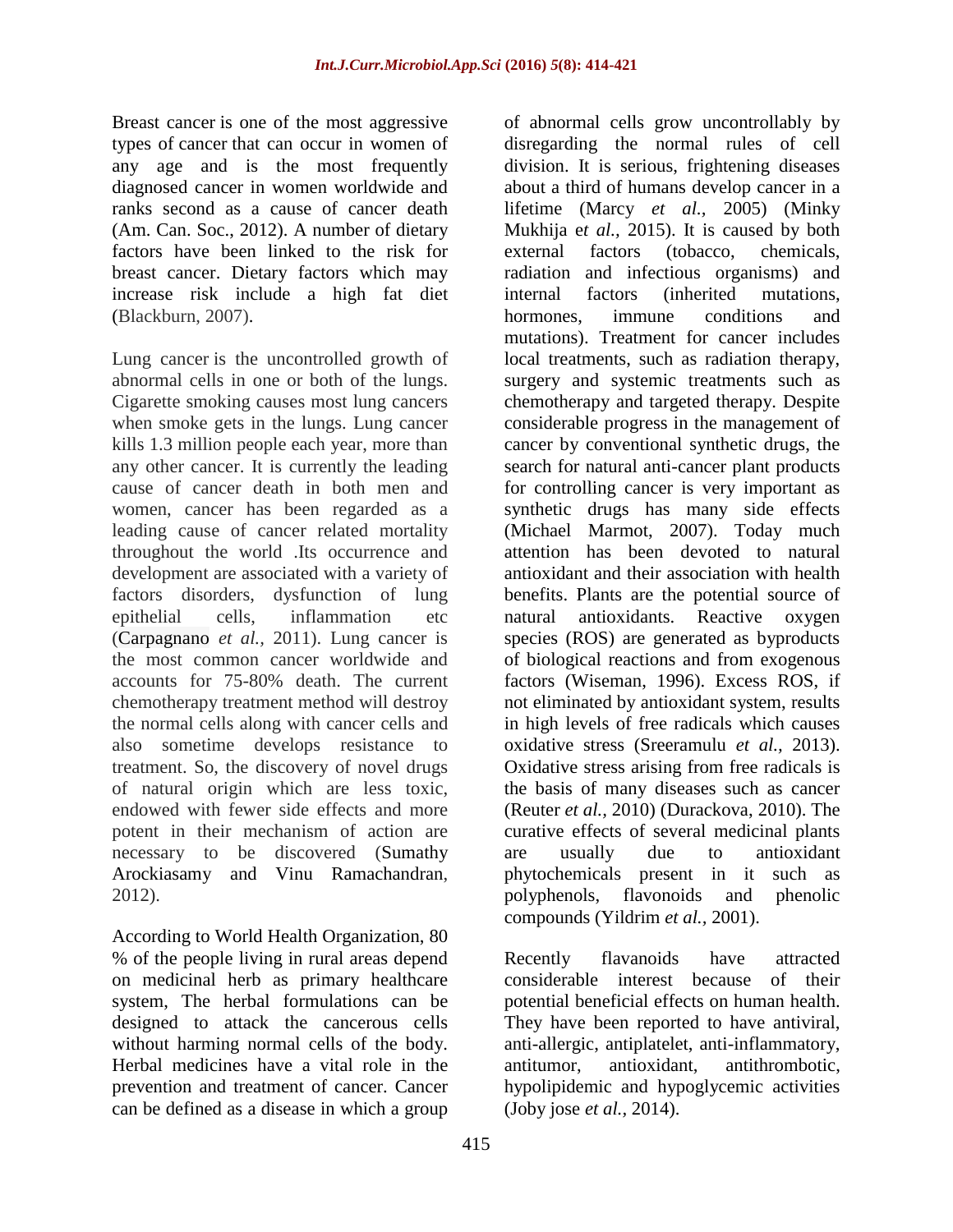Breast cancer is one of the most aggressive types of cancer that can occur in women of any age and is the most frequently diagnosed cancer in women worldwide and ranks second as a cause of cancer death (Am. Can. Soc., 2012). A number of dietary factors have been linked to the risk for breast cancer. Dietary factors which may increase risk include a high fat diet (Blackburn, 2007).

Lung cancer is the uncontrolled growth of abnormal cells in one or both of the lungs. Cigarette smoking causes most lung cancers when smoke gets in the lungs. Lung cancer kills 1.3 million people each year, more than any other cancer. It is currently the leading cause of cancer death in both men and women, cancer has been regarded as a leading cause of cancer related mortality throughout the world .Its occurrence and development are associated with a variety of factors disorders, dysfunction of lung epithelial cells, inflammation etc (Carpagnano *et al.,* 2011). Lung cancer is the most common cancer worldwide and accounts for 75-80% death. The current chemotherapy treatment method will destroy the normal cells along with cancer cells and also sometime develops resistance to treatment. So, the discovery of novel drugs of natural origin which are less toxic, endowed with fewer side effects and more potent in their mechanism of action are necessary to be discovered (Sumathy Arockiasamy and Vinu Ramachandran, 2012).

According to World Health Organization, 80 % of the people living in rural areas depend on medicinal herb as primary healthcare system, The herbal formulations can be designed to attack the cancerous cells without harming normal cells of the body. Herbal medicines have a vital role in the prevention and treatment of cancer. Cancer can be defined as a disease in which a group of abnormal cells grow uncontrollably by disregarding the normal rules of cell division. It is serious, frightening diseases about a third of humans develop cancer in a lifetime (Marcy *et al.,* 2005) (Minky Mukhija e*t al.,* 2015). It is caused by both external factors (tobacco, chemicals, radiation and infectious organisms) and internal factors (inherited mutations, hormones, immune conditions and mutations). Treatment for cancer includes local treatments, such as radiation therapy, surgery and systemic treatments such as chemotherapy and targeted therapy. Despite considerable progress in the management of cancer by conventional synthetic drugs, the search for natural anti-cancer plant products for controlling cancer is very important as synthetic drugs has many side effects (Michael Marmot, 2007). Today much attention has been devoted to natural antioxidant and their association with health benefits. Plants are the potential source of natural antioxidants. Reactive oxygen species (ROS) are generated as byproducts of biological reactions and from exogenous factors (Wiseman, 1996). Excess ROS, if not eliminated by antioxidant system, results in high levels of free radicals which causes oxidative stress (Sreeramulu *et al.,* 2013). Oxidative stress arising from free radicals is the basis of many diseases such as cancer (Reuter *et al.,* 2010) (Durackova, 2010). The curative effects of several medicinal plants are usually due to antioxidant phytochemicals present in it such as polyphenols, flavonoids and phenolic compounds (Yildrim *et al.,* 2001).

Recently flavanoids have attracted considerable interest because of their potential beneficial effects on human health. They have been reported to have antiviral, anti-allergic, antiplatelet, anti-inflammatory, antitumor, antioxidant, antithrombotic, hypolipidemic and hypoglycemic activities (Joby jose *et al.,* 2014).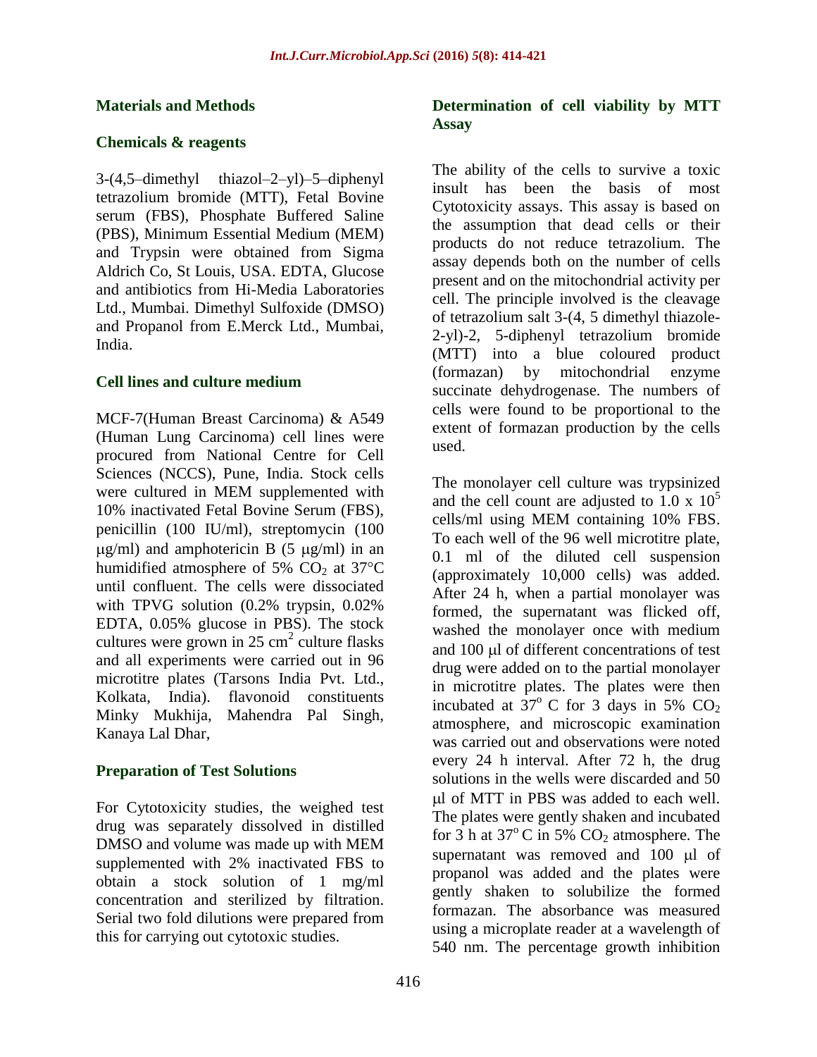## Materials and Methods

### Chemicals & reagents

3-(4,5–dimethyl thiazol–2–yl)–5–diphenyl tetrazolium bromide (MTT), Fetal Bovine serum (FBS), Phosphate Buffered Saline (PBS), Minimum Essential Medium (MEM) and Trypsin were obtained from Sigma Aldrich Co, St Louis, USA. EDTA, Glucose and antibiotics from Hi-Media Laboratories Ltd., Mumbai. Dimethyl Sulfoxide (DMSO) and Propanol from E.Merck Ltd., Mumbai, India.

### Cell lines and culture medium

MCF-7(Human Breast Carcinoma) & A549 (Human Lung Carcinoma) cell lines were procured from National Centre for Cell Sciences (NCCS), Pune, India. Stock cells were cultured in MEM supplemented with 10% inactivated Fetal Bovine Serum (FBS), penicillin (100 IU/ml), streptomycin (100 μg/ml) and amphotericin B (5 μg/ml) in an humidified atmosphere of 5% $CO_2$ at 37°C until confluent. The cells were dissociated with TPVG solution (0.2% trypsin, 0.02% EDTA, 0.05% glucose in PBS). The stock cultures were grown in 25 $cm^2$ culture flasks and all experiments were carried out in 96 microtitre plates (Tarsons India Pvt. Ltd., Kolkata, India). flavonoid constituents Minky Mukhija, Mahendra Pal Singh, Kanaya Lal Dhar,

### Preparation of Test Solutions

For Cytotoxicity studies, the weighed test drug was separately dissolved in distilled DMSO and volume was made up with MEM supplemented with 2% inactivated FBS to obtain a stock solution of 1 mg/ml concentration and sterilized by filtration. Serial two fold dilutions were prepared from this for carrying out cytotoxic studies.

### Determination of cell viability by MTT Assay

The ability of the cells to survive a toxic insult has been the basis of most Cytotoxicity assays. This assay is based on the assumption that dead cells or their products do not reduce tetrazolium. The assay depends both on the number of cells present and on the mitochondrial activity per cell. The principle involved is the cleavage of tetrazolium salt 3-(4, 5 dimethyl thiazole-2-yl)-2, 5-diphenyl tetrazolium bromide (MTT) into a blue coloured product (formazan) by mitochondrial enzyme succinate dehydrogenase. The numbers of cells were found to be proportional to the extent of formazan production by the cells used.

The monolayer cell culture was trypsinized and the cell count are adjusted to 1.0 x $10^5$ cells/ml using MEM containing 10% FBS. To each well of the 96 well microtitre plate, 0.1 ml of the diluted cell suspension (approximately 10,000 cells) was added. After 24 h, when a partial monolayer was formed, the supernatant was flicked off, washed the monolayer once with medium and 100 μl of different concentrations of test drug were added on to the partial monolayer in microtitre plates. The plates were then incubated at 37$^o$ C for 3 days in 5% $CO_2$ atmosphere, and microscopic examination was carried out and observations were noted every 24 h interval. After 72 h, the drug solutions in the wells were discarded and 50 μl of MTT in PBS was added to each well. The plates were gently shaken and incubated for 3 h at 37$^o$ C in 5% $CO_2$ atmosphere. The supernatant was removed and 100 μl of propanol was added and the plates were gently shaken to solubilize the formed formazan. The absorbance was measured using a microplate reader at a wavelength of 540 nm. The percentage growth inhibition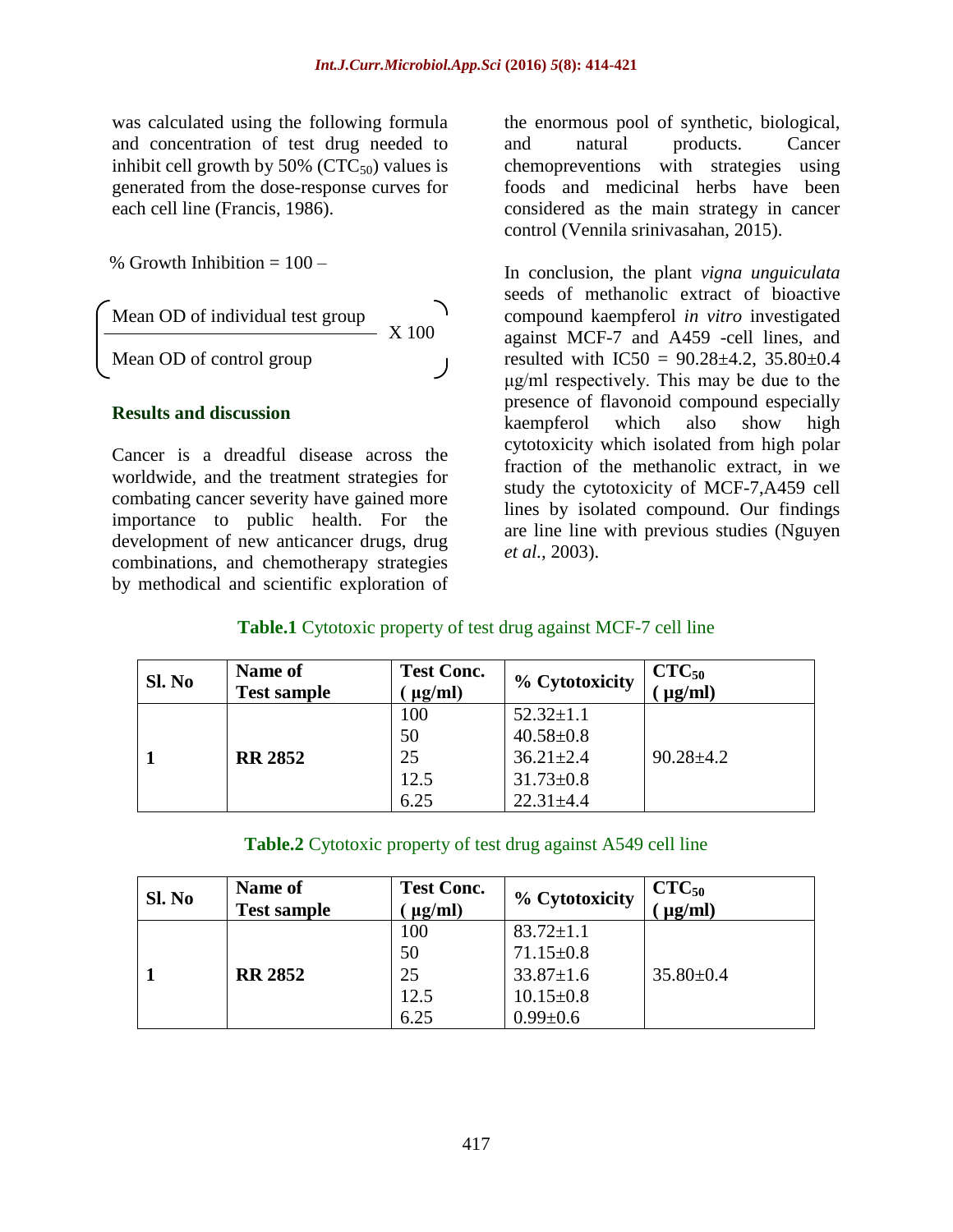was calculated using the following formula and concentration of test drug needed to inhibit cell growth by 50% ($CTC_{50}$) values is generated from the dose-response curves for each cell line (Francis, 1986).

$$\% \text{ Growth Inhibition} = 100 - \left( \frac{\text{Mean OD of individual test group}}{\text{Mean OD of control group}} \times 100 \right)$$

## Results and discussion

Cancer is a dreadful disease across the worldwide, and the treatment strategies for combating cancer severity have gained more importance to public health. For the development of new anticancer drugs, drug combinations, and chemotherapy strategies by methodical and scientific exploration of the enormous pool of synthetic, biological, and natural products. Cancer chemopreventions with strategies using foods and medicinal herbs have been considered as the main strategy in cancer control (Vennila srinivasahan, 2015).

In conclusion, the plant *vigna unguiculata* seeds of methanolic extract of bioactive compound kaempferol *in vitro* investigated against MCF-7 and A459 -cell lines, and resulted with IC50 = 90.28±4.2, 35.80±0.4 µg/ml respectively. This may be due to the presence of flavonoid compound especially kaempferol which also show high cytotoxicity which isolated from high polar fraction of the methanolic extract, in we study the cytotoxicity of MCF-7,A459 cell lines by isolated compound. Our findings are line line with previous studies (Nguyen *et al.*, 2003).

**Table.1** Cytotoxic property of test drug against MCF-7 cell line

| Sl. No | Name of Test sample | Test Conc. (µg/ml) | % Cytotoxicity | $CTC_{50}$ (µg/ml) |
|---|---|---|---|---|
| 1 | RR 2852 | 100 | 52.32±1.1 | 90.28±4.2 |
| | | 50 | 40.58±0.8 | |
| | | 25 | 36.21±2.4 | |
| | | 12.5 | 31.73±0.8 | |
| | | 6.25 | 22.31±4.4 | |

**Table.2** Cytotoxic property of test drug against A549 cell line

| Sl. No | Name of Test sample | Test Conc. (µg/ml) | % Cytotoxicity | $CTC_{50}$ (µg/ml) |
|---|---|---|---|---|
| 1 | RR 2852 | 100 | 83.72±1.1 | 35.80±0.4 |
| | | 50 | 71.15±0.8 | |
| | | 25 | 33.87±1.6 | |
| | | 12.5 | 10.15±0.8 | |
| | | 6.25 | 0.99±0.6 | |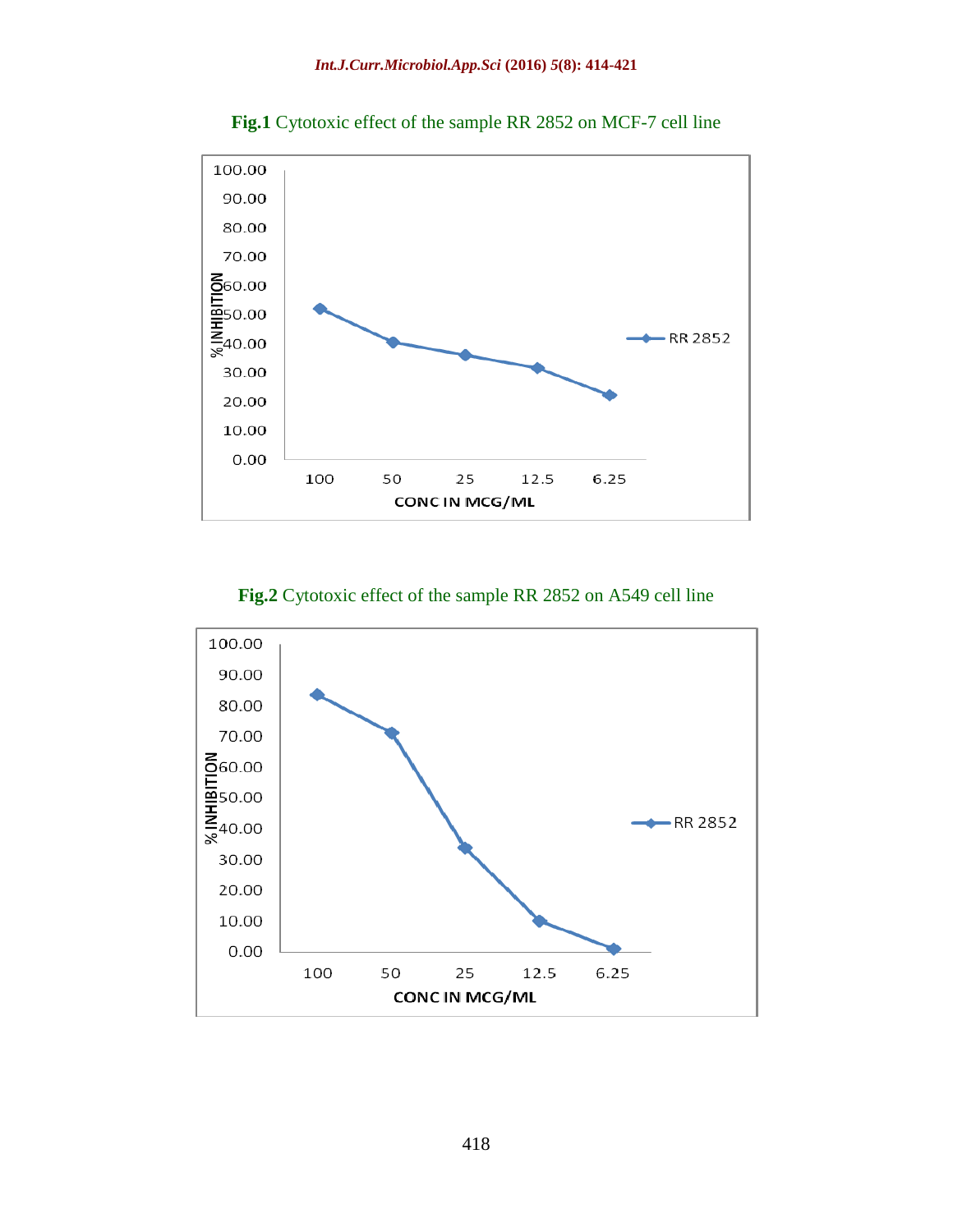**Fig.1** Cytotoxic effect of the sample RR 2852 on MCF-7 cell line

**Fig.2** Cytotoxic effect of the sample RR 2852 on A549 cell line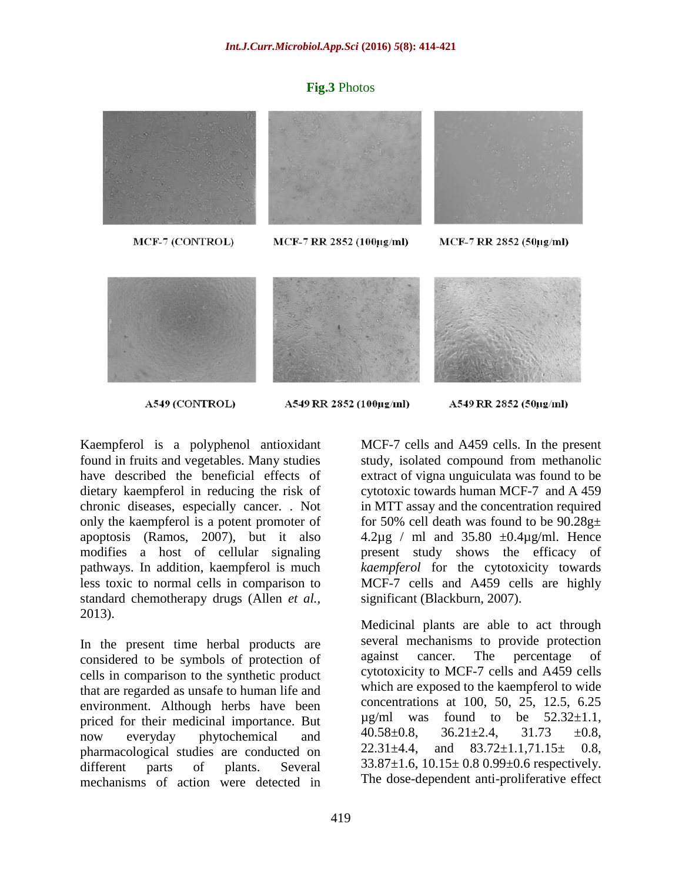**Fig.3** Photos

MCF-7 (CONTROL) MCF-7 RR 2852 (100µg/ml) MCF-7 RR 2852 (50µg/ml)

A549 (CONTROL) A549 RR 2852 (100µg/ml) A549 RR 2852 (50µg/ml)

Kaempferol is a polyphenol antioxidant found in fruits and vegetables. Many studies have described the beneficial effects of dietary kaempferol in reducing the risk of chronic diseases, especially cancer. . Not only the kaempferol is a potent promoter of apoptosis (Ramos, 2007), but it also modifies a host of cellular signaling pathways. In addition, kaempferol is much less toxic to normal cells in comparison to standard chemotherapy drugs (Allen *et al.,* 2013).

In the present time herbal products are considered to be symbols of protection of cells in comparison to the synthetic product that are regarded as unsafe to human life and environment. Although herbs have been priced for their medicinal importance. But now everyday phytochemical and pharmacological studies are conducted on different parts of plants. Several mechanisms of action were detected in MCF-7 cells and A459 cells. In the present study, isolated compound from methanolic extract of vigna unguiculata was found to be cytotoxic towards human MCF-7 and A 459 in MTT assay and the concentration required for 50% cell death was found to be 90.28g± 4.2µg / ml and 35.80 ±0.4µg/ml. Hence present study shows the efficacy of *kaempferol* for the cytotoxicity towards MCF-7 cells and A459 cells are highly significant (Blackburn, 2007).

Medicinal plants are able to act through several mechanisms to provide protection against cancer. The percentage of cytotoxicity to MCF-7 cells and A459 cells which are exposed to the kaempferol to wide concentrations at 100, 50, 25, 12.5, 6.25 µg/ml was found to be 52.32±1.1, 40.58±0.8, 36.21±2.4, 31.73 ±0.8, 22.31±4.4, and 83.72±1.1,71.15± 0.8, 33.87±1.6, 10.15± 0.8 0.99±0.6 respectively. The dose-dependent anti-proliferative effect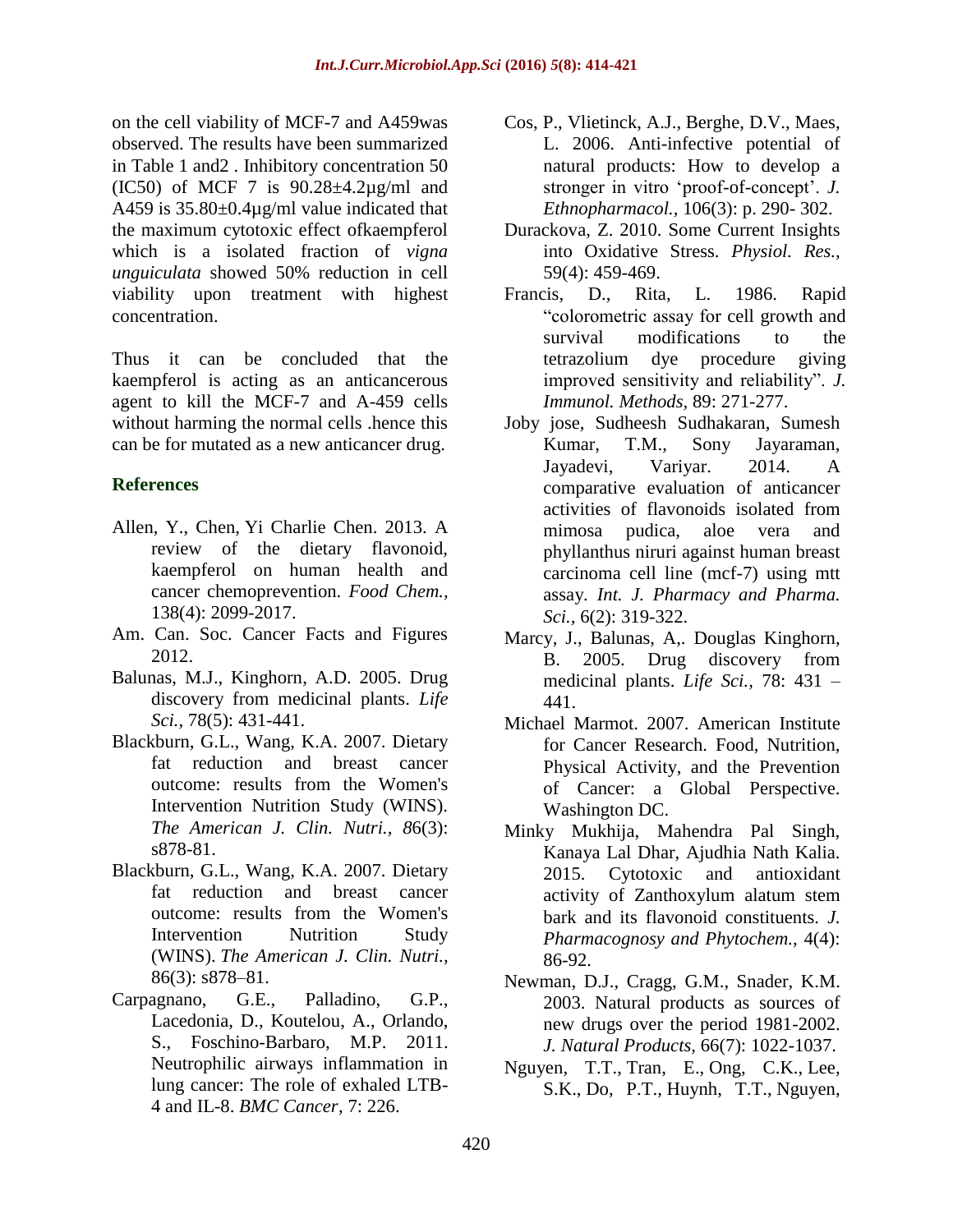on the cell viability of MCF-7 and A459was observed. The results have been summarized in Table 1 and2 . Inhibitory concentration 50 (IC50) of MCF 7 is 90.28±4.2µg/ml and A459 is 35.80±0.4µg/ml value indicated that the maximum cytotoxic effect ofkaempferol which is a isolated fraction of *vigna unguiculata* showed 50% reduction in cell viability upon treatment with highest concentration.

Thus it can be concluded that the kaempferol is acting as an anticancerous agent to kill the MCF-7 and A-459 cells without harming the normal cells .hence this can be for mutated as a new anticancer drug.

## References

Allen, Y., Chen, Yi Charlie Chen. 2013. A review of the dietary flavonoid, kaempferol on human health and cancer chemoprevention. *Food Chem.,* 138(4): 2099-2017.

Am. Can. Soc. Cancer Facts and Figures 2012.

Balunas, M.J., Kinghorn, A.D. 2005. Drug discovery from medicinal plants. *Life Sci.*, 78(5): 431-441.

Blackburn, G.L., Wang, K.A. 2007. Dietary fat reduction and breast cancer outcome: results from the Women's Intervention Nutrition Study (WINS). *The American J. Clin. Nutri., 8*6(3): s878-81.

Blackburn, G.L., Wang, K.A. 2007. Dietary fat reduction and breast cancer outcome: results from the Women's Intervention Nutrition Study (WINS). *The American J. Clin. Nutri.,* 86(3): s878–81.

Carpagnano, G.E., Palladino, G.P., Lacedonia, D., Koutelou, A., Orlando, S., Foschino-Barbaro, M.P. 2011. Neutrophilic airways inflammation in lung cancer: The role of exhaled LTB-4 and IL-8. *BMC Cancer*, 7: 226.

Cos, P., Vlietinck, A.J., Berghe, D.V., Maes, L. 2006. Anti-infective potential of natural products: How to develop a stronger in vitro 'proof-of-concept'. *J. Ethnopharmacol.*, 106(3): p. 290- 302.

Durackova, Z. 2010. Some Current Insights into Oxidative Stress. *Physiol. Res.,* 59(4): 459-469.

Francis, D., Rita, L. 1986. Rapid "colorometric assay for cell growth and survival modifications to the tetrazolium dye procedure giving improved sensitivity and reliability". *J. Immunol. Methods*, 89: 271-277.

Joby jose, Sudheesh Sudhakaran, Sumesh Kumar, T.M., Sony Jayaraman, Jayadevi, Variyar. 2014. A comparative evaluation of anticancer activities of flavonoids isolated from mimosa pudica, aloe vera and phyllanthus niruri against human breast carcinoma cell line (mcf-7) using mtt assay. *Int. J. Pharmacy and Pharma. Sci.*, 6(2): 319-322.

Marcy, J., Balunas, A,. Douglas Kinghorn, B. 2005. Drug discovery from medicinal plants. *Life Sci.,* 78: 431 – 441.

Michael Marmot. 2007. American Institute for Cancer Research. Food, Nutrition, Physical Activity, and the Prevention of Cancer: a Global Perspective. Washington DC.

Minky Mukhija, Mahendra Pal Singh, Kanaya Lal Dhar, Ajudhia Nath Kalia. 2015. Cytotoxic and antioxidant activity of Zanthoxylum alatum stem bark and its flavonoid constituents. *J. Pharmacognosy and Phytochem.,* 4(4): 86-92.

Newman, D.J., Cragg, G.M., Snader, K.M. 2003. Natural products as sources of new drugs over the period 1981-2002. *J. Natural Products,* 66(7): 1022-1037.

Nguyen, T.T., Tran, E., Ong, C.K., Lee, S.K., Do, P.T., Huynh, T.T., Nguyen,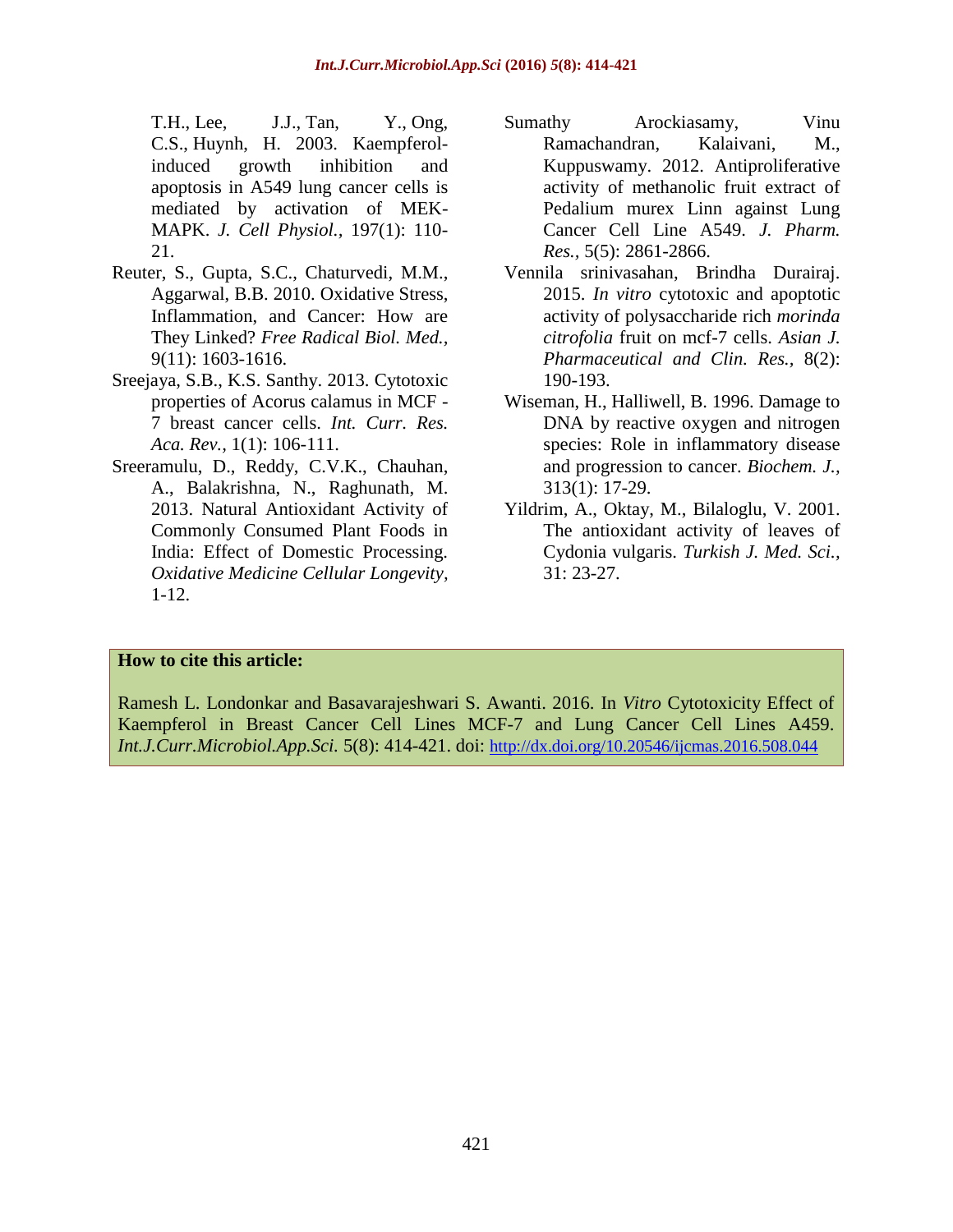T.H., Lee, J.J., Tan, Y., Ong, C.S., Huynh, H. 2003. Kaempferol-induced growth inhibition and apoptosis in A549 lung cancer cells is mediated by activation of MEK-MAPK. *J. Cell Physiol.*, 197(1): 110-21.

Reuter, S., Gupta, S.C., Chaturvedi, M.M., Aggarwal, B.B. 2010. Oxidative Stress, Inflammation, and Cancer: How are They Linked? *Free Radical Biol. Med.*, 9(11): 1603-1616.

Sreejaya, S.B., K.S. Santhy. 2013. Cytotoxic properties of Acorus calamus in MCF - 7 breast cancer cells. *Int. Curr. Res. Aca. Rev.*, 1(1): 106-111.

Sreeramulu, D., Reddy, C.V.K., Chauhan, A., Balakrishna, N., Raghunath, M. 2013. Natural Antioxidant Activity of Commonly Consumed Plant Foods in India: Effect of Domestic Processing. *Oxidative Medicine Cellular Longevity*, 1-12.

Sumathy Arockiasamy, Vinu Ramachandran, Kalaivani, M., Kuppuswamy. 2012. Antiproliferative activity of methanolic fruit extract of Pedalium murex Linn against Lung Cancer Cell Line A549. *J. Pharm. Res.*, 5(5): 2861-2866.

Vennila srinivasahan, Brindha Durairaj. 2015. *In vitro* cytotoxic and apoptotic activity of polysaccharide rich *morinda citrofolia* fruit on mcf-7 cells. *Asian J. Pharmaceutical and Clin. Res.*, 8(2): 190-193.

Wiseman, H., Halliwell, B. 1996. Damage to DNA by reactive oxygen and nitrogen species: Role in inflammatory disease and progression to cancer. *Biochem. J.*, 313(1): 17-29.

Yildrim, A., Oktay, M., Bilaloglu, V. 2001. The antioxidant activity of leaves of Cydonia vulgaris. *Turkish J. Med. Sci.*, 31: 23-27.

**How to cite this article:**

Ramesh L. Londonkar and Basavarajeshwari S. Awanti. 2016. In *Vitro* Cytotoxicity Effect of Kaempferol in Breast Cancer Cell Lines MCF-7 and Lung Cancer Cell Lines A459. *Int.J.Curr.Microbiol.App.Sci.* 5(8): 414-421. doi: http://dx.doi.org/10.20546/ijcmas.2016.508.044